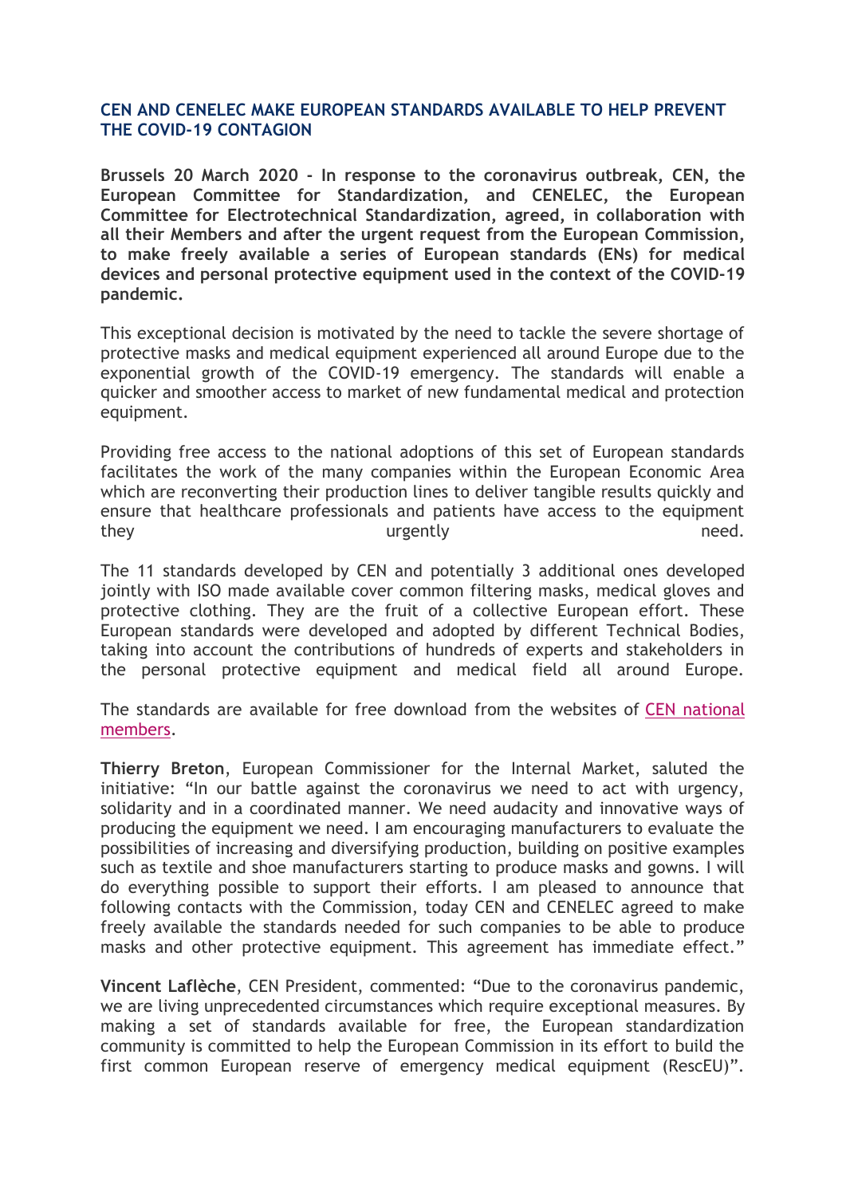## CEN AND CENELEC MAKE EUROPEAN STANDARDS AVAILABLE TO HELP PREVENT THE COVID-19 CONTAGION

**Brussels 20 March 2020 - In response to the coronavirus outbreak, CEN, the European Committee for Standardization, and CENELEC, the European Committee for Electrotechnical Standardization, agreed, in collaboration with all their Members and after the urgent request from the European Commission, to make freely available a series of European standards (ENs) for medical devices and personal protective equipment used in the context of the COVID-19 pandemic.**

This exceptional decision is motivated by the need to tackle the severe shortage of protective masks and medical equipment experienced all around Europe due to the exponential growth of the COVID-19 emergency. The standards will enable a quicker and smoother access to market of new fundamental medical and protection equipment.

Providing free access to the national adoptions of this set of European standards facilitates the work of the many companies within the European Economic Area which are reconverting their production lines to deliver tangible results quickly and ensure that healthcare professionals and patients have access to the equipment they urgently need.

The 11 standards developed by CEN and potentially 3 additional ones developed jointly with ISO made available cover common filtering masks, medical gloves and protective clothing. They are the fruit of a collective European effort. These European standards were developed and adopted by different Technical Bodies, taking into account the contributions of hundreds of experts and stakeholders in the personal protective equipment and medical field all around Europe.

The standards are available for free download from the websites of CEN national members.

**Thierry Breton**, European Commissioner for the Internal Market, saluted the initiative: "In our battle against the coronavirus we need to act with urgency, solidarity and in a coordinated manner. We need audacity and innovative ways of producing the equipment we need. I am encouraging manufacturers to evaluate the possibilities of increasing and diversifying production, building on positive examples such as textile and shoe manufacturers starting to produce masks and gowns. I will do everything possible to support their efforts. I am pleased to announce that following contacts with the Commission, today CEN and CENELEC agreed to make freely available the standards needed for such companies to be able to produce masks and other protective equipment. This agreement has immediate effect."

**Vincent Laflèche**, CEN President, commented: "Due to the coronavirus pandemic, we are living unprecedented circumstances which require exceptional measures. By making a set of standards available for free, the European standardization community is committed to help the European Commission in its effort to build the first common European reserve of emergency medical equipment (RescEU)".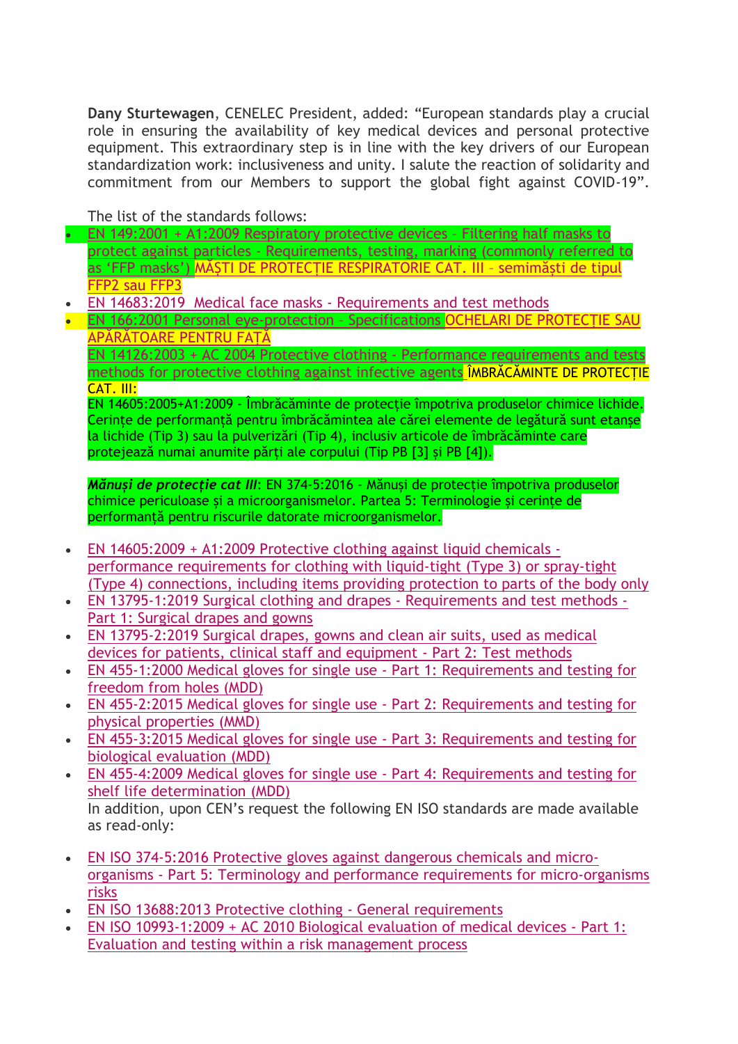**Dany Sturtewagen**, CENELEC President, added: "European standards play a crucial role in ensuring the availability of key medical devices and personal protective equipment. This extraordinary step is in line with the key drivers of our European standardization work: inclusiveness and unity. I salute the reaction of solidarity and commitment from our Members to support the global fight against COVID-19".

The list of the standards follows:

- EN 149:2001 + A1:2009 Respiratory protective devices - Filtering half masks to protect against particles - Requirements, testing, marking (commonly referred to as 'FFP masks') MĂȘTI DE PROTECȚIE RESPIRATORIE CAT. III – semimăști de tipul FFP2 sau FFP3
- EN 14683:2019 Medical face masks - Requirements and test methods
- EN 166:2001 Personal eye-protection - Specifications OCHELARI DE PROTECȚIE SAU APĂRĂTOARE PENTRU FAȚĂ

  EN 14126:2003 + AC 2004 Protective clothing - Performance requirements and tests methods for protective clothing against infective agents ÎMBRĂCĂMINTE DE PROTECȚIE CAT. III:

  EN 14605:2005+A1:2009 - Îmbrăcăminte de protecție împotriva produselor chimice lichide. Cerințe de performanță pentru îmbrăcămintea ale cărei elemente de legătură sunt etanșe la lichide (Tip 3) sau la pulverizări (Tip 4), inclusiv articole de îmbrăcăminte care protejează numai anumite părți ale corpului (Tip PB [3] și PB [4]).

  ***Mănuși de protecție cat III***: EN 374-5:2016 - Mănuși de protecție împotriva produselor chimice periculoase și a microorganismelor. Partea 5: Terminologie și cerințe de performanță pentru riscurile datorate microorganismelor.

- EN 14605:2009 + A1:2009 Protective clothing against liquid chemicals - performance requirements for clothing with liquid-tight (Type 3) or spray-tight (Type 4) connections, including items providing protection to parts of the body only
- EN 13795-1:2019 Surgical clothing and drapes - Requirements and test methods - Part 1: Surgical drapes and gowns
- EN 13795-2:2019 Surgical drapes, gowns and clean air suits, used as medical devices for patients, clinical staff and equipment - Part 2: Test methods
- EN 455-1:2000 Medical gloves for single use - Part 1: Requirements and testing for freedom from holes (MDD)
- EN 455-2:2015 Medical gloves for single use - Part 2: Requirements and testing for physical properties (MMD)
- EN 455-3:2015 Medical gloves for single use - Part 3: Requirements and testing for biological evaluation (MDD)
- EN 455-4:2009 Medical gloves for single use - Part 4: Requirements and testing for shelf life determination (MDD)

  In addition, upon CEN's request the following EN ISO standards are made available as read-only:

- EN ISO 374-5:2016 Protective gloves against dangerous chemicals and micro-organisms - Part 5: Terminology and performance requirements for micro-organisms risks
- EN ISO 13688:2013 Protective clothing - General requirements
- EN ISO 10993-1:2009 + AC 2010 Biological evaluation of medical devices - Part 1: Evaluation and testing within a risk management process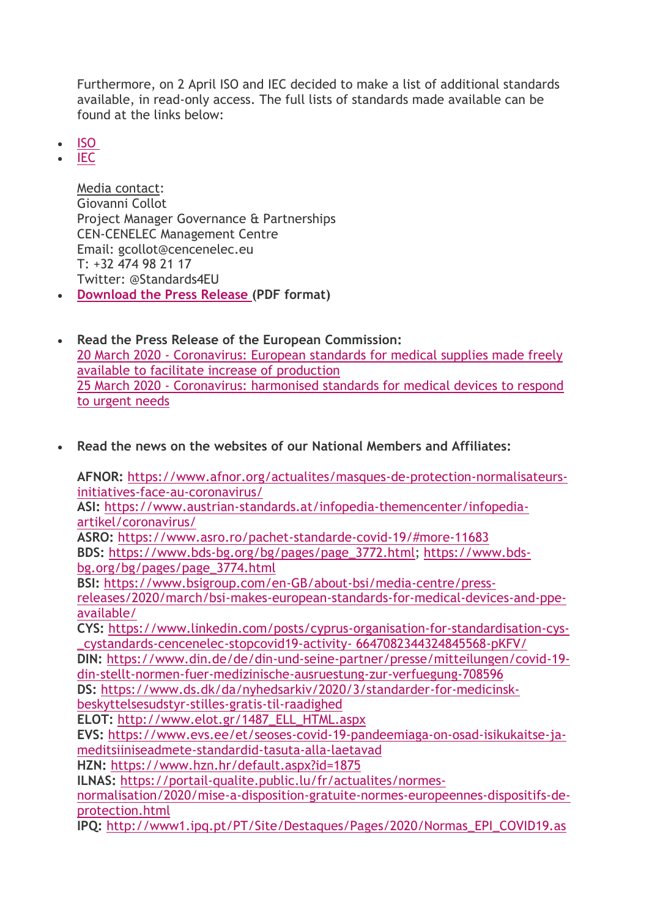Furthermore, on 2 April ISO and IEC decided to make a list of additional standards available, in read-only access. The full lists of standards made available can be found at the links below:

- ISO
- IEC

Media contact:
Giovanni Collot
Project Manager Governance & Partnerships
CEN-CENELEC Management Centre
Email: gcollot@cencenelec.eu
T: +32 474 98 21 17
Twitter: @Standards4EU

- **Download the Press Release (PDF format)**

- **Read the Press Release of the European Commission:**
20 March 2020 - Coronavirus: European standards for medical supplies made freely available to facilitate increase of production
25 March 2020 - Coronavirus: harmonised standards for medical devices to respond to urgent needs

- **Read the news on the websites of our National Members and Affiliates:**

**AFNOR:** https://www.afnor.org/actualites/masques-de-protection-normalisateurs-initiatives-face-au-coronavirus/
**ASI:** https://www.austrian-standards.at/infopedia-themencenter/infopedia-artikel/coronavirus/
**ASRO:** https://www.asro.ro/pachet-standarde-covid-19/#more-11683
**BDS:** https://www.bds-bg.org/bg/pages/page_3772.html; https://www.bds-bg.org/bg/pages/page_3774.html
**BSI:** https://www.bsigroup.com/en-GB/about-bsi/media-centre/press-releases/2020/march/bsi-makes-european-standards-for-medical-devices-and-ppe-available/
**CYS:** https://www.linkedin.com/posts/cyprus-organisation-for-standardisation-cys-_cystandards-cencenelec-stopcovid19-activity- 6647082344324845568-pKFV/
**DIN:** https://www.din.de/de/din-und-seine-partner/presse/mitteilungen/covid-19-din-stellt-normen-fuer-medizinische-ausruestung-zur-verfuegung-708596
**DS:** https://www.ds.dk/da/nyhedsarkiv/2020/3/standarder-for-medicinsk-beskyttelsesudstyr-stilles-gratis-til-raadighed
**ELOT:** http://www.elot.gr/1487_ELL_HTML.aspx
**EVS:** https://www.evs.ee/et/seoses-covid-19-pandeemiaga-on-osad-isikukaitse-ja-meditsiiniseadmete-standardid-tasuta-alla-laetavad
**HZN:** https://www.hzn.hr/default.aspx?id=1875
**ILNAS:** https://portail-qualite.public.lu/fr/actualites/normes-normalisation/2020/mise-a-disposition-gratuite-normes-europeennes-dispositifs-de-protection.html
**IPQ:** http://www1.ipq.pt/PT/Site/Destaques/Pages/2020/Normas_EPI_COVID19.as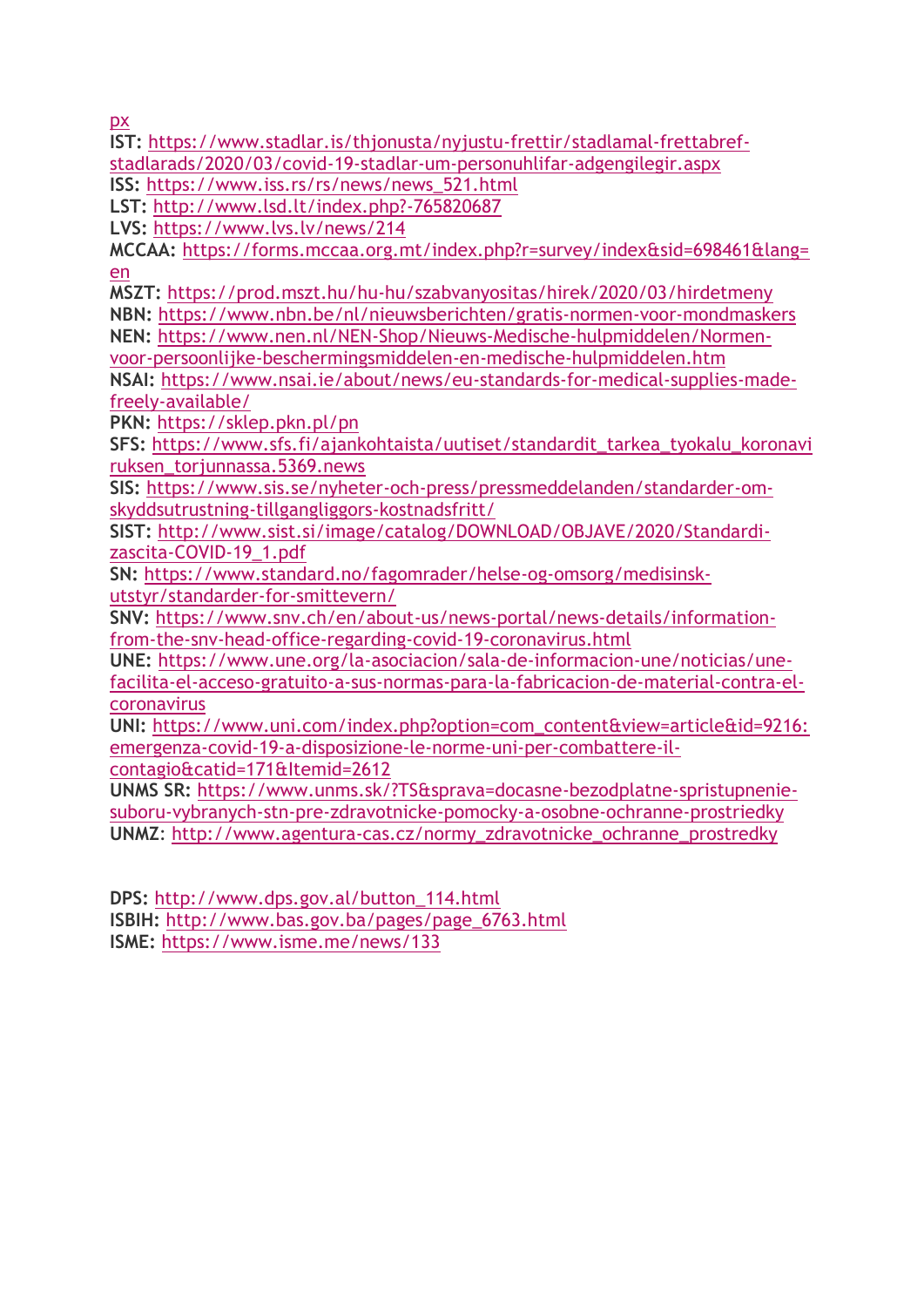px

**IST:** https://www.stadlar.is/thjonusta/nyjustu-frettir/stadlamal-frettabref-stadlarads/2020/03/covid-19-stadlar-um-personuhlifar-adgengilegir.aspx

**ISS:** https://www.iss.rs/rs/news/news_521.html

**LST:** http://www.lsd.lt/index.php?-765820687

**LVS:** https://www.lvs.lv/news/214

**MCCAA:** https://forms.mccaa.org.mt/index.php?r=survey/index&sid=698461&lang=en

**MSZT:** https://prod.mszt.hu/hu-hu/szabvanyositas/hirek/2020/03/hirdetmeny

**NBN:** https://www.nbn.be/nl/nieuwsberichten/gratis-normen-voor-mondmaskers

**NEN:** https://www.nen.nl/NEN-Shop/Nieuws-Medische-hulpmiddelen/Normen-voor-persoonlijke-beschermingsmiddelen-en-medische-hulpmiddelen.htm

**NSAI:** https://www.nsai.ie/about/news/eu-standards-for-medical-supplies-made-freely-available/

**PKN:** https://sklep.pkn.pl/pn

**SFS:** https://www.sfs.fi/ajankohtaista/uutiset/standardit_tarkea_tyokalu_koronaviruksen_torjunnassa.5369.news

**SIS:** https://www.sis.se/nyheter-och-press/pressmeddelanden/standarder-om-skyddsutrustning-tillgangliggors-kostnadsfritt/

**SIST:** http://www.sist.si/image/catalog/DOWNLOAD/OBJAVE/2020/Standardi-zascita-COVID-19_1.pdf

**SN:** https://www.standard.no/fagomrader/helse-og-omsorg/medisinsk-utstyr/standarder-for-smittevern/

**SNV:** https://www.snv.ch/en/about-us/news-portal/news-details/information-from-the-snv-head-office-regarding-covid-19-coronavirus.html

**UNE:** https://www.une.org/la-asociacion/sala-de-informacion-une/noticias/une-facilita-el-acceso-gratuito-a-sus-normas-para-la-fabricacion-de-material-contra-el-coronavirus

**UNI:** https://www.uni.com/index.php?option=com_content&view=article&id=9216:emergenza-covid-19-a-disposizione-le-norme-uni-per-combattere-il-contagio&catid=171&Itemid=2612

**UNMS SR:** https://www.unms.sk/?TS&sprava=docasne-bezodplatne-spristupnenie-suboru-vybranych-stn-pre-zdravotnicke-pomocky-a-osobne-ochranne-prostriedky

**UNMZ**: http://www.agentura-cas.cz/normy_zdravotnicke_ochranne_prostredky

**DPS:** http://www.dps.gov.al/button_114.html

**ISBIH:** http://www.bas.gov.ba/pages/page_6763.html

**ISME:** https://www.isme.me/news/133